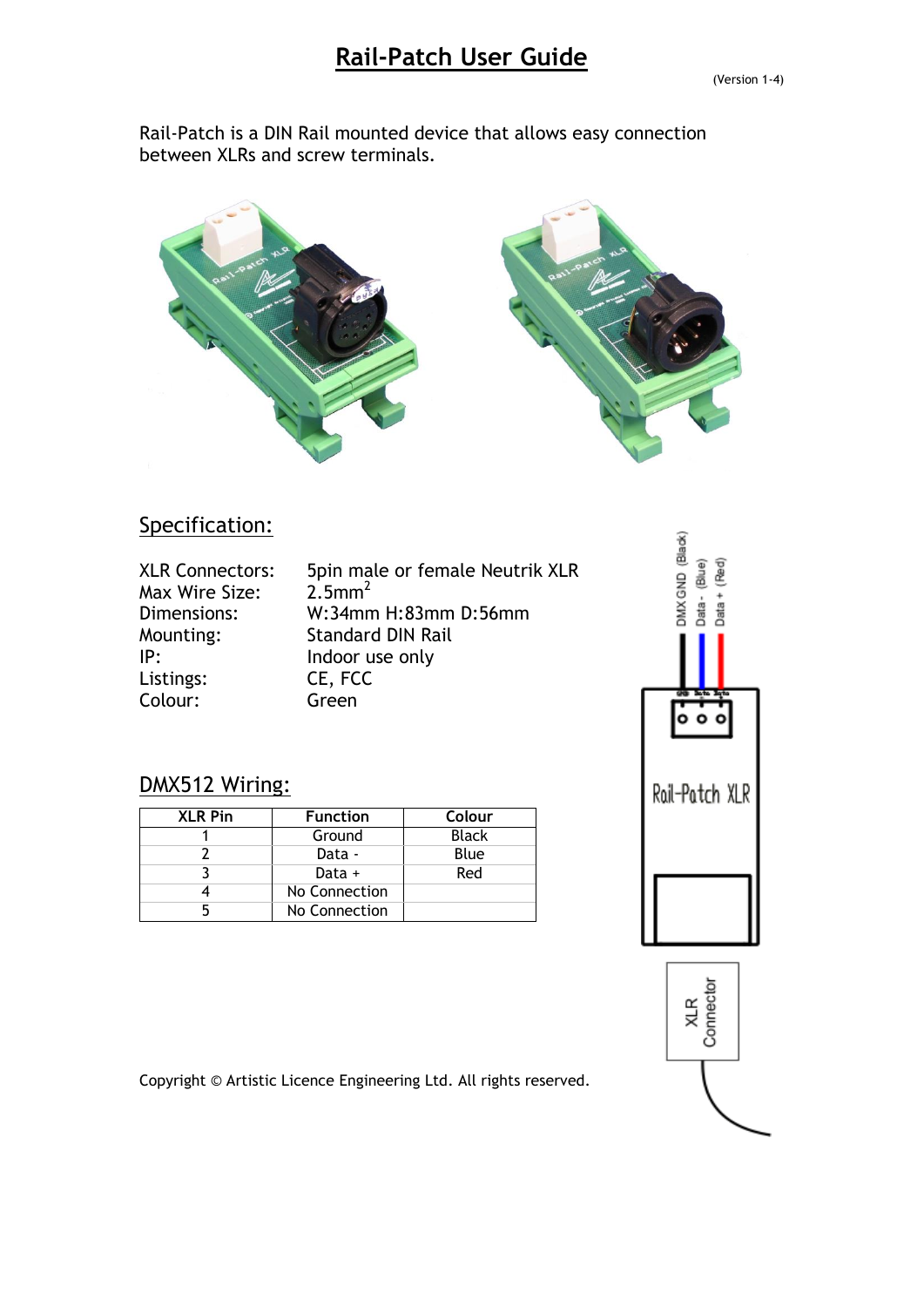# Rail-Patch User Guide

(Version 1-4)

Rail-Patch is a DIN Rail mounted device that allows easy connection between XLRs and screw terminals.

## Specification:

XLR Connectors: 5pin male or female Neutrik XLR
Max Wire Size: 2.5mm$^2$
Dimensions: W:34mm H:83mm D:56mm
Mounting: Standard DIN Rail
IP: Indoor use only
Listings: CE, FCC
Colour: Green

## DMX512 Wiring:

| XLR Pin | Function | Colour |
|---|---|---|
| 1 | Ground | Black |
| 2 | Data - | Blue |
| 3 | Data + | Red |
| 4 | No Connection | |
| 5 | No Connection | |

Copyright © Artistic Licence Engineering Ltd. All rights reserved.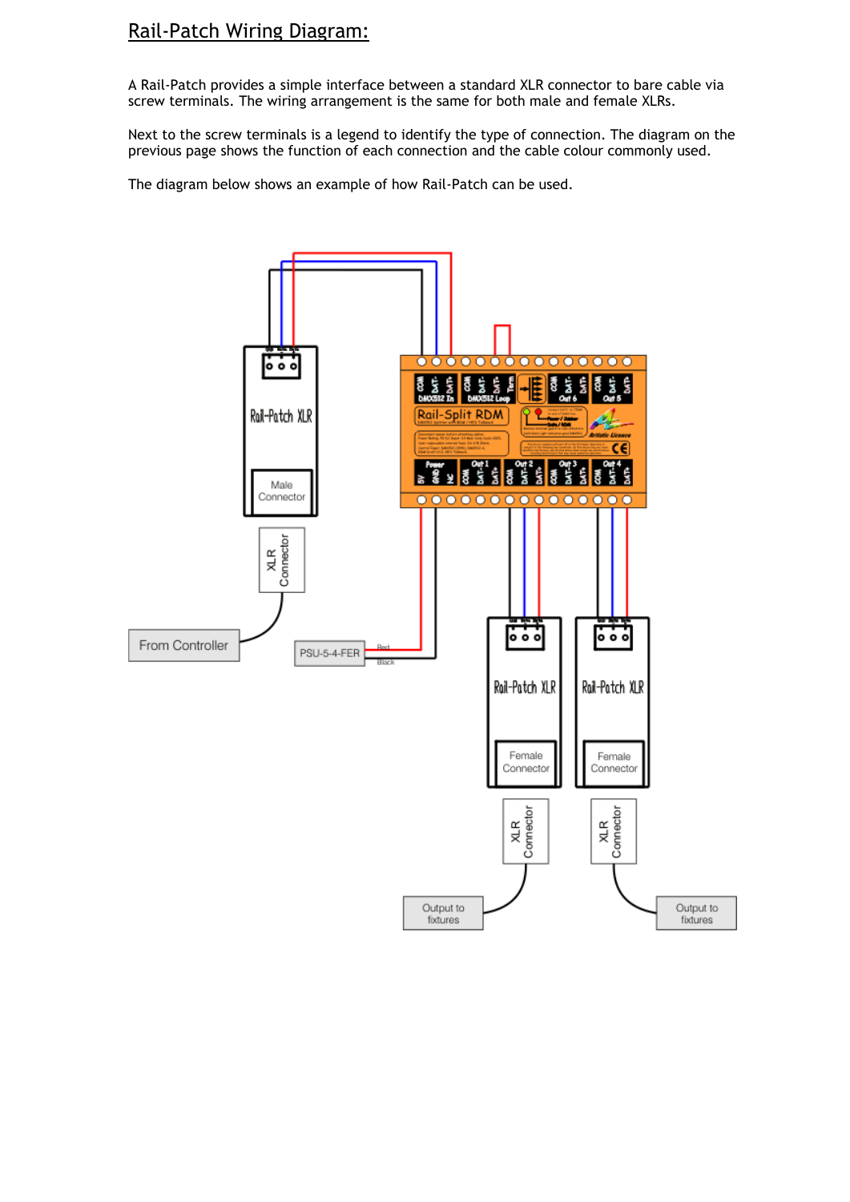# Rail-Patch Wiring Diagram:

A Rail-Patch provides a simple interface between a standard XLR connector to bare cable via screw terminals. The wiring arrangement is the same for both male and female XLRs.

Next to the screw terminals is a legend to identify the type of connection. The diagram on the previous page shows the function of each connection and the cable colour commonly used.

The diagram below shows an example of how Rail-Patch can be used.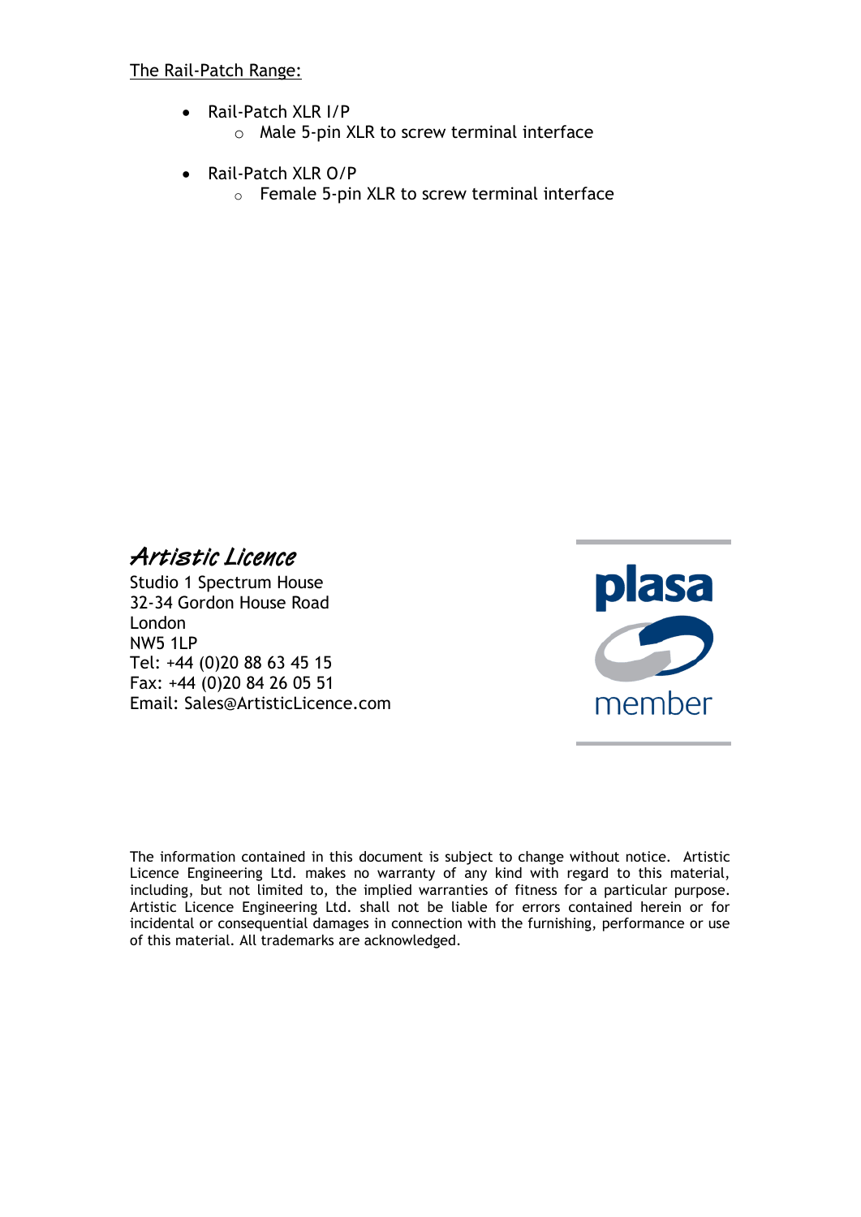The Rail-Patch Range:

- Rail-Patch XLR I/P
  - Male 5-pin XLR to screw terminal interface
- Rail-Patch XLR O/P
  - Female 5-pin XLR to screw terminal interface

*Artistic Licence*

Studio 1 Spectrum House
32-34 Gordon House Road
London
NW5 1LP
Tel: +44 (0)20 88 63 45 15
Fax: +44 (0)20 84 26 05 51
Email: Sales@ArtisticLicence.com

plasa member

The information contained in this document is subject to change without notice. Artistic Licence Engineering Ltd. makes no warranty of any kind with regard to this material, including, but not limited to, the implied warranties of fitness for a particular purpose. Artistic Licence Engineering Ltd. shall not be liable for errors contained herein or for incidental or consequential damages in connection with the furnishing, performance or use of this material. All trademarks are acknowledged.